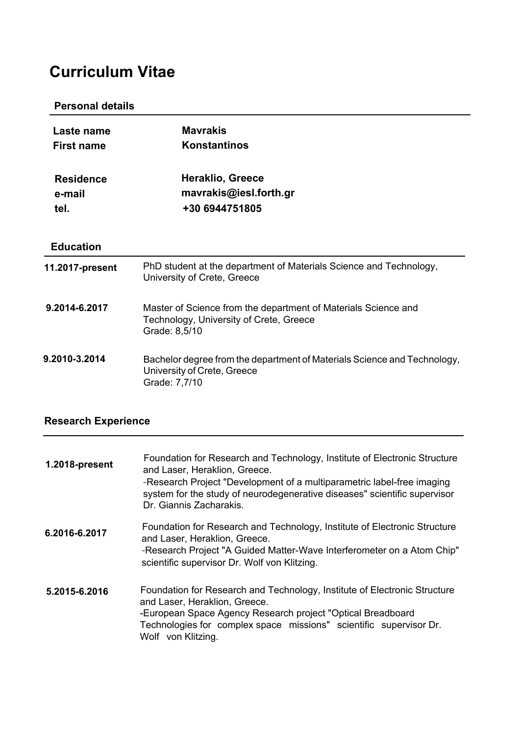# Curriculum Vitae

## Personal details

| | |
|---|---|
| **Laste name** | **Mavrakis** |
| **First name** | **Konstantinos** |
| **Residence** | **Heraklio, Greece** |
| **e-mail** | **mavrakis@iesl.forth.gr** |
| **tel.** | **+30 6944751805** |

## Education

| | |
|---|---|
| **11.2017-present** | PhD student at the department of Materials Science and Technology, University of Crete, Greece |
| **9.2014-6.2017** | Master of Science from the department of Materials Science and Technology, University of Crete, Greece<br>Grade: 8,5/10 |
| **9.2010-3.2014** | Bachelor degree from the department of Materials Science and Technology, University of Crete, Greece<br>Grade: 7,7/10 |

## Research Experience

| | |
|---|---|
| **1.2018-present** | Foundation for Research and Technology, Institute of Electronic Structure and Laser, Heraklion, Greece.<br>-Research Project "Development of a multiparametric label-free imaging system for the study of neurodegenerative diseases" scientific supervisor Dr. Giannis Zacharakis. |
| **6.2016-6.2017** | Foundation for Research and Technology, Institute of Electronic Structure and Laser, Heraklion, Greece.<br>-Research Project "A Guided Matter-Wave Interferometer on a Atom Chip" scientific supervisor Dr. Wolf von Klitzing. |
| **5.2015-6.2016** | Foundation for Research and Technology, Institute of Electronic Structure and Laser, Heraklion, Greece.<br>-European Space Agency Research project "Optical Breadboard Technologies for complex space missions" scientific supervisor Dr. Wolf von Klitzing. |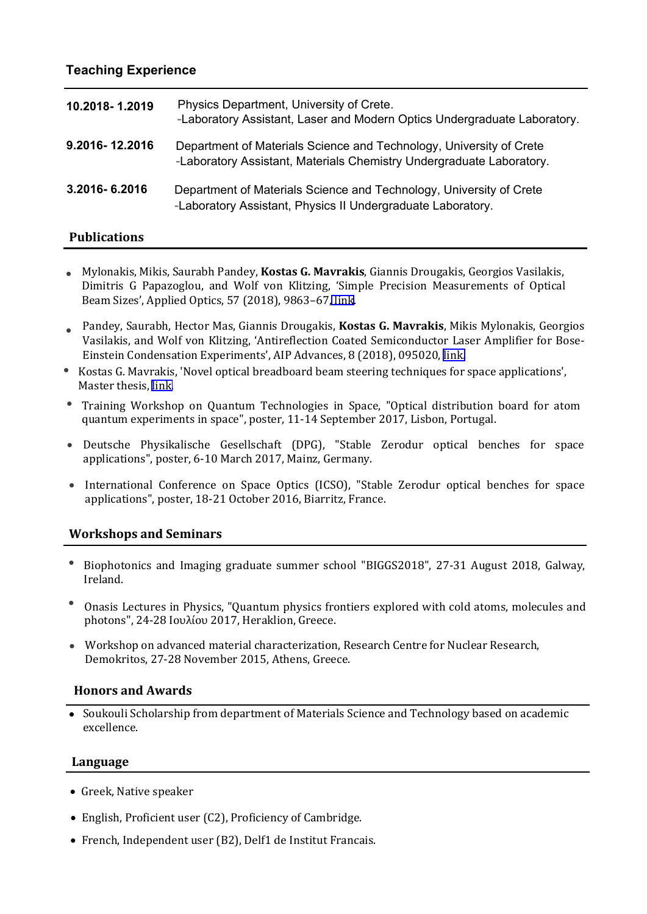## Teaching Experience

| | |
|---|---|
| **10.2018- 1.2019** | Physics Department, University of Crete.<br>-Laboratory Assistant, Laser and Modern Optics Undergraduate Laboratory. |
| **9.2016- 12.2016** | Department of Materials Science and Technology, University of Crete<br>-Laboratory Assistant, Materials Chemistry Undergraduate Laboratory. |
| **3.2016- 6.2016** | Department of Materials Science and Technology, University of Crete<br>-Laboratory Assistant, Physics II Undergraduate Laboratory. |

## Publications

- Mylonakis, Mikis, Saurabh Pandey, **Kostas G. Mavrakis**, Giannis Drougakis, Georgios Vasilakis, Dimitris G Papazoglou, and Wolf von Klitzing, 'Simple Precision Measurements of Optical Beam Sizes', Applied Optics, 57 (2018), 9863–67,link.
- Pandey, Saurabh, Hector Mas, Giannis Drougakis, **Kostas G. Mavrakis**, Mikis Mylonakis, Georgios Vasilakis, and Wolf von Klitzing, 'Antireflection Coated Semiconductor Laser Amplifier for Bose-Einstein Condensation Experiments', AIP Advances, 8 (2018), 095020, link.
- Kostas G. Mavrakis, 'Novel optical breadboard beam steering techniques for space applications', Master thesis, link.
- Training Workshop on Quantum Technologies in Space, "Optical distribution board for atom quantum experiments in space", poster, 11-14 September 2017, Lisbon, Portugal.
- Deutsche Physikalische Gesellschaft (DPG), "Stable Zerodur optical benches for space applications", poster, 6-10 March 2017, Mainz, Germany.
- International Conference on Space Optics (ICSO), "Stable Zerodur optical benches for space applications", poster, 18-21 October 2016, Biarritz, France.

## Workshops and Seminars

- Biophotonics and Imaging graduate summer school "BIGGS2018", 27-31 August 2018, Galway, Ireland.
- Onasis Lectures in Physics, "Quantum physics frontiers explored with cold atoms, molecules and photons", 24-28 Ιουλίου 2017, Heraklion, Greece.
- Workshop on advanced material characterization, Research Centre for Nuclear Research, Demokritos, 27-28 November 2015, Athens, Greece.

## Honors and Awards

- Soukouli Scholarship from department of Materials Science and Technology based on academic excellence.

## Language

- Greek, Native speaker
- English, Proficient user (C2), Proficiency of Cambridge.
- French, Independent user (B2), Delf1 de Institut Francais.